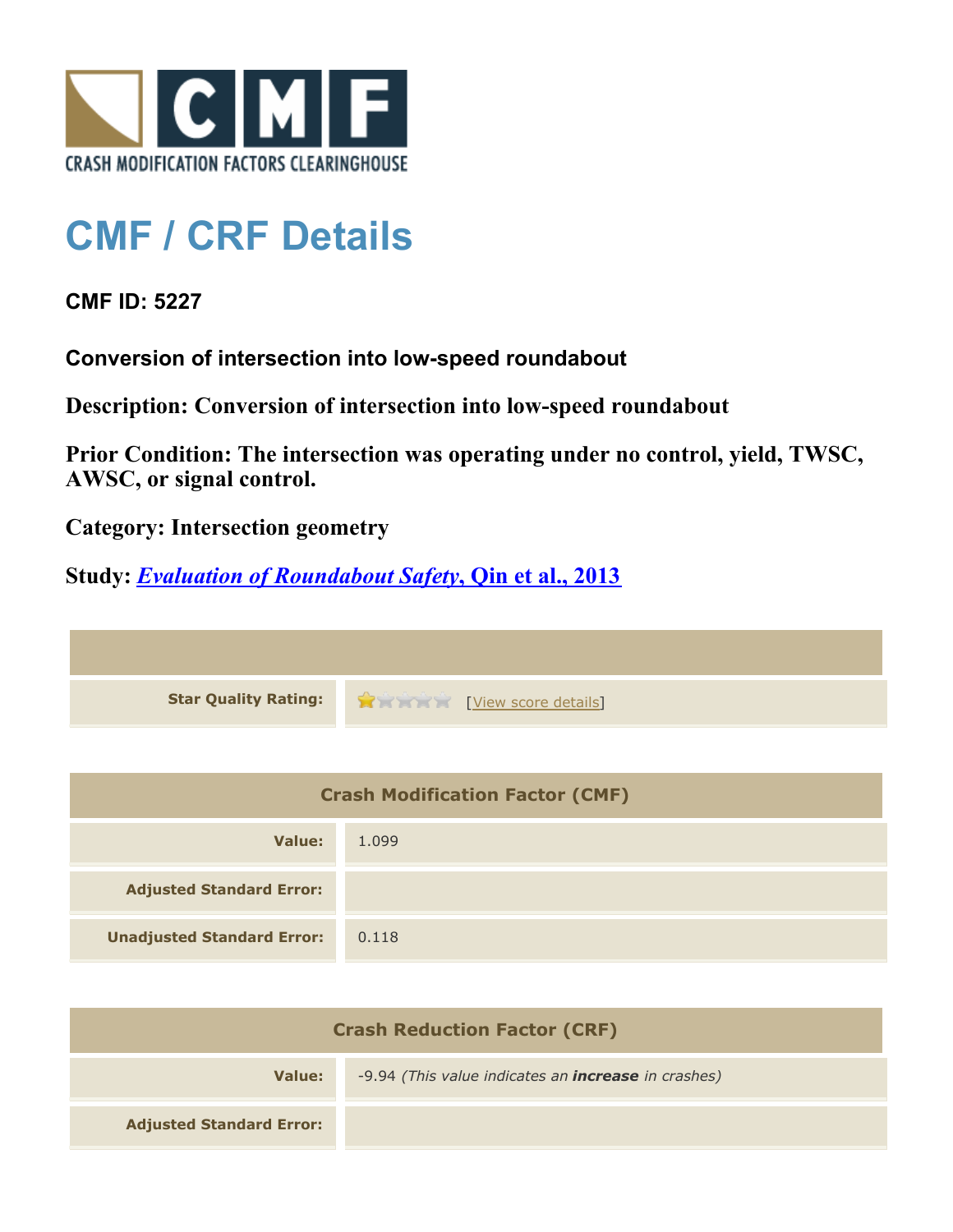CRASH MODIFICATION FACTORS CLEARINGHOUSE

# CMF / CRF Details

**CMF ID: 5227**

**Conversion of intersection into low-speed roundabout**

**Description: Conversion of intersection into low-speed roundabout**

**Prior Condition: The intersection was operating under no control, yield, TWSC, AWSC, or signal control.**

**Category: Intersection geometry**

**Study: *Evaluation of Roundabout Safety*, Qin et al., 2013**

| | |
|---|---|
| **Star Quality Rating:** | 1 of 5 stars [View score details] |

| Crash Modification Factor (CMF) | |
|---|---|
| **Value:** | 1.099 |
| **Adjusted Standard Error:** | |
| **Unadjusted Standard Error:** | 0.118 |

| Crash Reduction Factor (CRF) | |
|---|---|
| **Value:** | -9.94 *(This value indicates an **increase** in crashes)* |
| **Adjusted Standard Error:** | |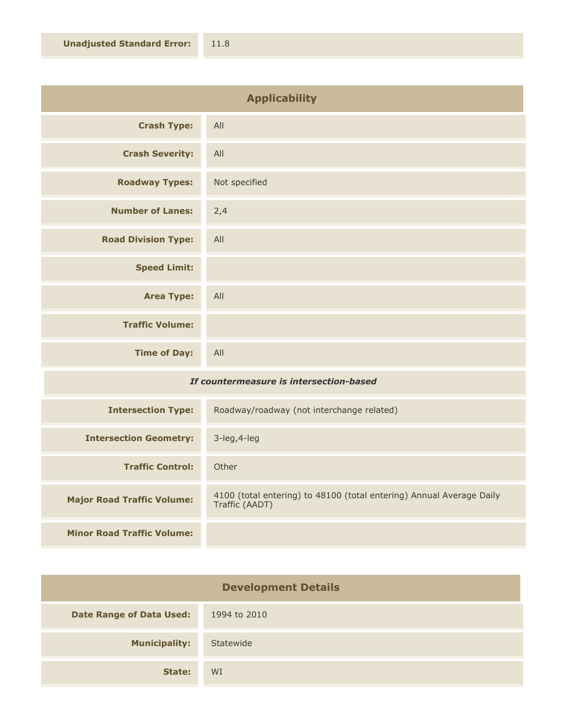| | |
|---|---|
| **Unadjusted Standard Error:** | 11.8 |

## Applicability

| | |
|---|---|
| **Crash Type:** | All |
| **Crash Severity:** | All |
| **Roadway Types:** | Not specified |
| **Number of Lanes:** | 2,4 |
| **Road Division Type:** | All |
| **Speed Limit:** | |
| **Area Type:** | All |
| **Traffic Volume:** | |
| **Time of Day:** | All |

*If countermeasure is intersection-based*

| | |
|---|---|
| **Intersection Type:** | Roadway/roadway (not interchange related) |
| **Intersection Geometry:** | 3-leg,4-leg |
| **Traffic Control:** | Other |
| **Major Road Traffic Volume:** | 4100 (total entering) to 48100 (total entering) Annual Average Daily Traffic (AADT) |
| **Minor Road Traffic Volume:** | |

## Development Details

| | |
|---|---|
| **Date Range of Data Used:** | 1994 to 2010 |
| **Municipality:** | Statewide |
| **State:** | WI |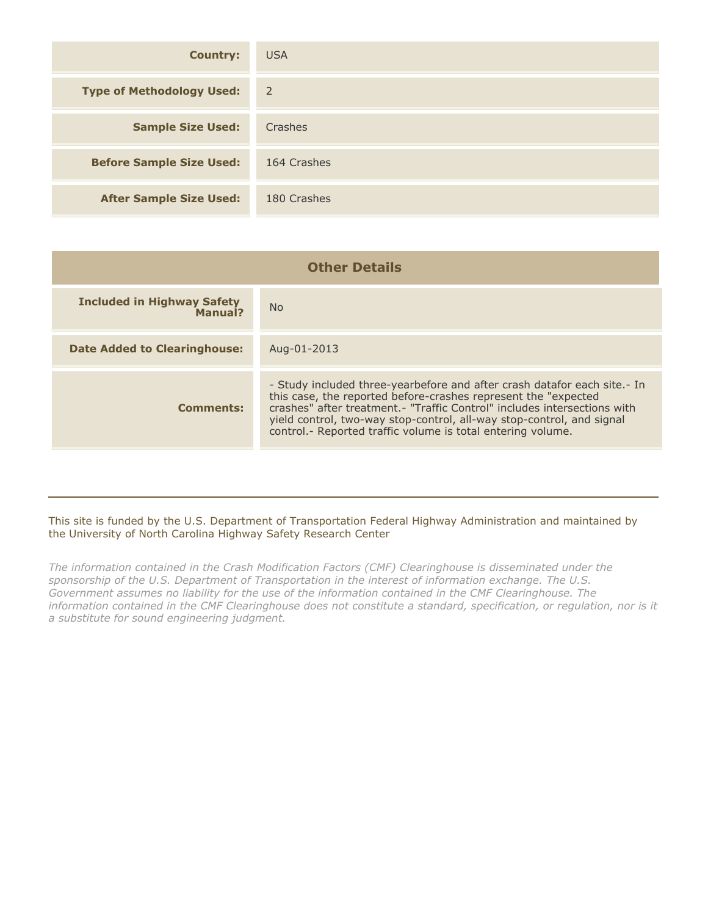| | |
|---|---|
| **Country:** | USA |
| **Type of Methodology Used:** | 2 |
| **Sample Size Used:** | Crashes |
| **Before Sample Size Used:** | 164 Crashes |
| **After Sample Size Used:** | 180 Crashes |

## Other Details

| | |
|---|---|
| **Included in Highway Safety Manual?** | No |
| **Date Added to Clearinghouse:** | Aug-01-2013 |
| **Comments:** | - Study included three-yearbefore and after crash datafor each site.- In this case, the reported before-crashes represent the "expected crashes" after treatment.- "Traffic Control" includes intersections with yield control, two-way stop-control, all-way stop-control, and signal control.- Reported traffic volume is total entering volume. |

---

This site is funded by the U.S. Department of Transportation Federal Highway Administration and maintained by the University of North Carolina Highway Safety Research Center

*The information contained in the Crash Modification Factors (CMF) Clearinghouse is disseminated under the sponsorship of the U.S. Department of Transportation in the interest of information exchange. The U.S. Government assumes no liability for the use of the information contained in the CMF Clearinghouse. The information contained in the CMF Clearinghouse does not constitute a standard, specification, or regulation, nor is it a substitute for sound engineering judgment.*